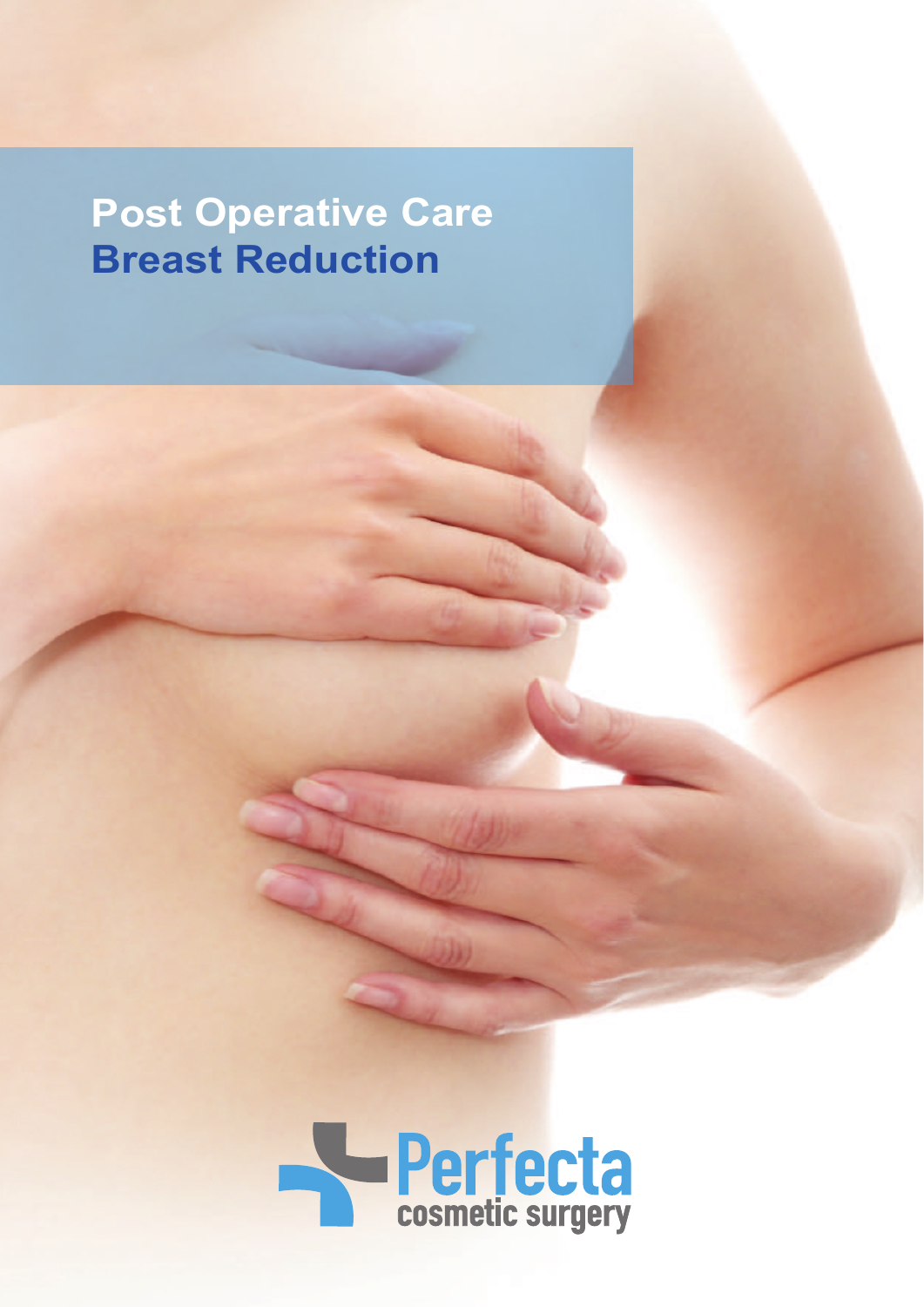# Post Operative Care
## Breast Reduction

Perfecta
cosmetic surgery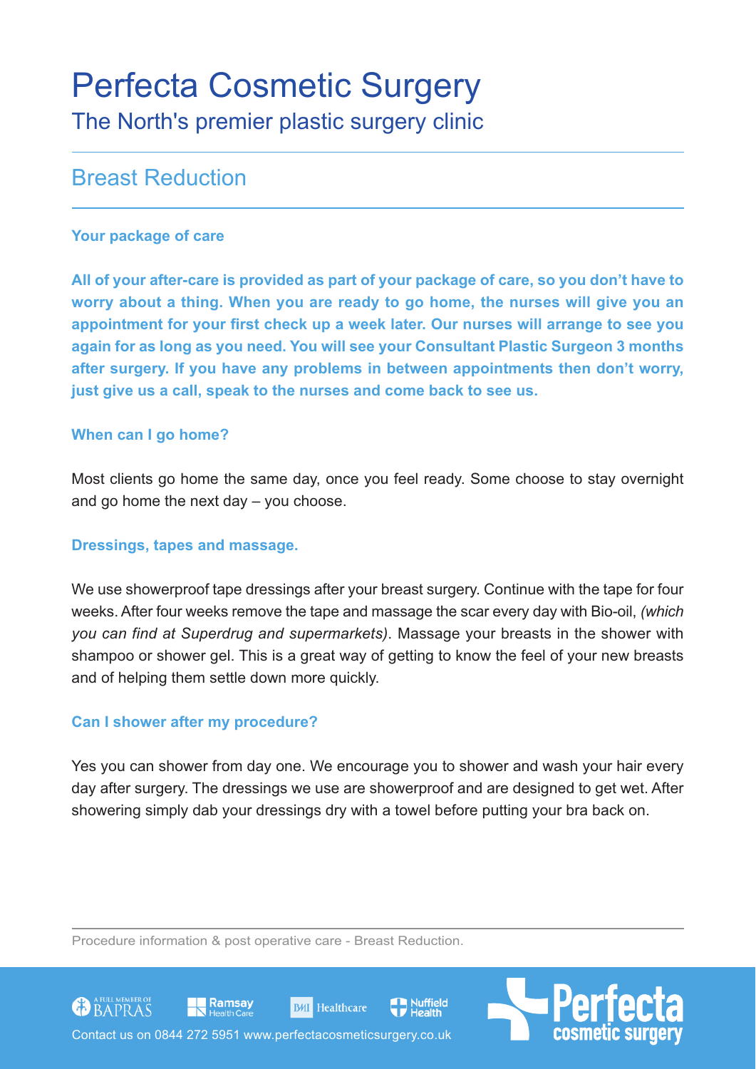# Perfecta Cosmetic Surgery

The North's premier plastic surgery clinic

## Breast Reduction

### Your package of care

**All of your after-care is provided as part of your package of care, so you don't have to worry about a thing. When you are ready to go home, the nurses will give you an appointment for your first check up a week later. Our nurses will arrange to see you again for as long as you need. You will see your Consultant Plastic Surgeon 3 months after surgery. If you have any problems in between appointments then don't worry, just give us a call, speak to the nurses and come back to see us.**

### When can I go home?

Most clients go home the same day, once you feel ready. Some choose to stay overnight and go home the next day – you choose.

### Dressings, tapes and massage.

We use showerproof tape dressings after your breast surgery. Continue with the tape for four weeks. After four weeks remove the tape and massage the scar every day with Bio-oil, *(which you can find at Superdrug and supermarkets)*. Massage your breasts in the shower with shampoo or shower gel. This is a great way of getting to know the feel of your new breasts and of helping them settle down more quickly.

### Can I shower after my procedure?

Yes you can shower from day one. We encourage you to shower and wash your hair every day after surgery. The dressings we use are showerproof and are designed to get wet. After showering simply dab your dressings dry with a towel before putting your bra back on.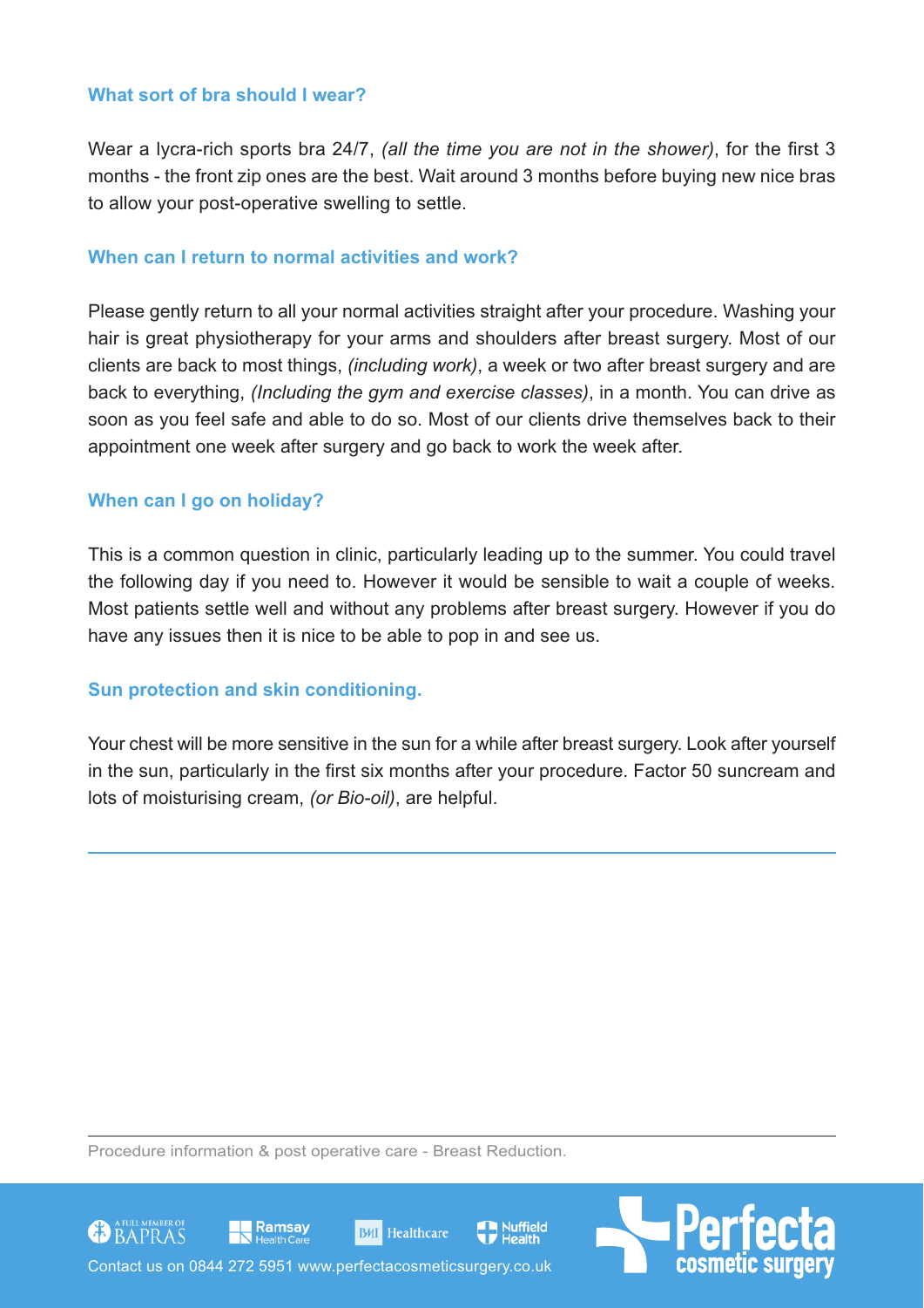### What sort of bra should I wear?

Wear a lycra-rich sports bra 24/7, *(all the time you are not in the shower)*, for the first 3 months - the front zip ones are the best. Wait around 3 months before buying new nice bras to allow your post-operative swelling to settle.

### When can I return to normal activities and work?

Please gently return to all your normal activities straight after your procedure. Washing your hair is great physiotherapy for your arms and shoulders after breast surgery. Most of our clients are back to most things, *(including work)*, a week or two after breast surgery and are back to everything, *(Including the gym and exercise classes)*, in a month. You can drive as soon as you feel safe and able to do so. Most of our clients drive themselves back to their appointment one week after surgery and go back to work the week after.

### When can I go on holiday?

This is a common question in clinic, particularly leading up to the summer. You could travel the following day if you need to. However it would be sensible to wait a couple of weeks. Most patients settle well and without any problems after breast surgery. However if you do have any issues then it is nice to be able to pop in and see us.

### Sun protection and skin conditioning.

Your chest will be more sensitive in the sun for a while after breast surgery. Look after yourself in the sun, particularly in the first six months after your procedure. Factor 50 suncream and lots of moisturising cream, *(or Bio-oil)*, are helpful.

---

Procedure information & post operative care - Breast Reduction.

A FULL MEMBER OF BAPRAS | Ramsay Health Care | BMI Healthcare | Nuffield Health

Contact us on 0844 272 5951 www.perfectacosmeticsurgery.co.uk

Perfecta cosmetic surgery